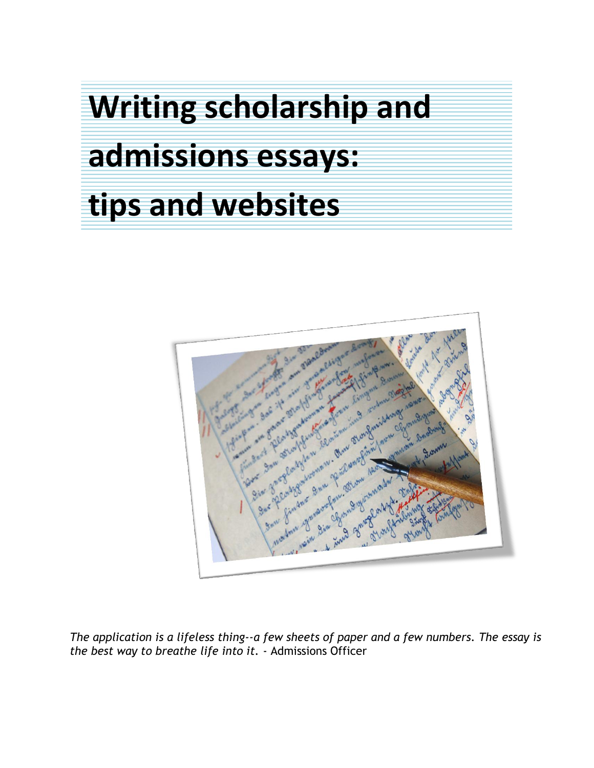# Writing scholarship and admissions essays: tips and websites

*The application is a lifeless thing--a few sheets of paper and a few numbers. The essay is the best way to breathe life into it.* - Admissions Officer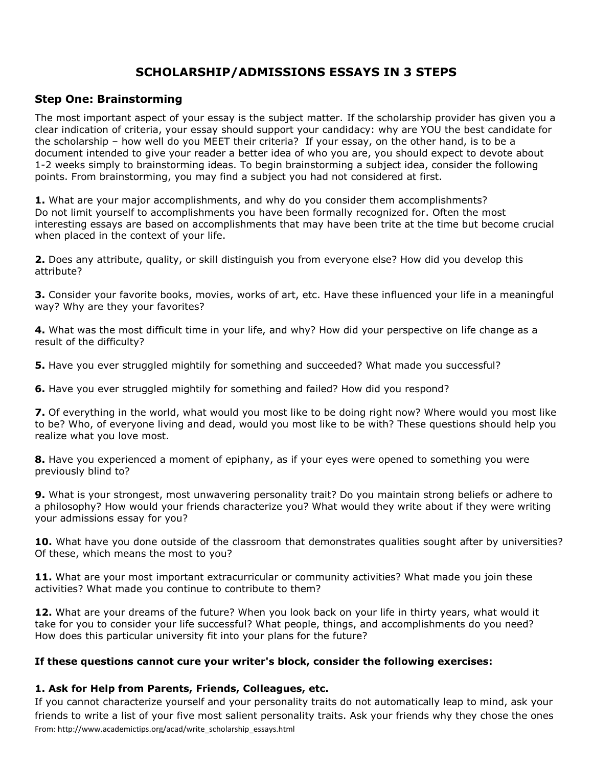# SCHOLARSHIP/ADMISSIONS ESSAYS IN 3 STEPS

## Step One: Brainstorming

The most important aspect of your essay is the subject matter. If the scholarship provider has given you a clear indication of criteria, your essay should support your candidacy: why are YOU the best candidate for the scholarship – how well do you MEET their criteria? If your essay, on the other hand, is to be a document intended to give your reader a better idea of who you are, you should expect to devote about 1-2 weeks simply to brainstorming ideas. To begin brainstorming a subject idea, consider the following points. From brainstorming, you may find a subject you had not considered at first.

**1.** What are your major accomplishments, and why do you consider them accomplishments? Do not limit yourself to accomplishments you have been formally recognized for. Often the most interesting essays are based on accomplishments that may have been trite at the time but become crucial when placed in the context of your life.

**2.** Does any attribute, quality, or skill distinguish you from everyone else? How did you develop this attribute?

**3.** Consider your favorite books, movies, works of art, etc. Have these influenced your life in a meaningful way? Why are they your favorites?

**4.** What was the most difficult time in your life, and why? How did your perspective on life change as a result of the difficulty?

**5.** Have you ever struggled mightily for something and succeeded? What made you successful?

**6.** Have you ever struggled mightily for something and failed? How did you respond?

**7.** Of everything in the world, what would you most like to be doing right now? Where would you most like to be? Who, of everyone living and dead, would you most like to be with? These questions should help you realize what you love most.

**8.** Have you experienced a moment of epiphany, as if your eyes were opened to something you were previously blind to?

**9.** What is your strongest, most unwavering personality trait? Do you maintain strong beliefs or adhere to a philosophy? How would your friends characterize you? What would they write about if they were writing your admissions essay for you?

**10.** What have you done outside of the classroom that demonstrates qualities sought after by universities? Of these, which means the most to you?

**11.** What are your most important extracurricular or community activities? What made you join these activities? What made you continue to contribute to them?

**12.** What are your dreams of the future? When you look back on your life in thirty years, what would it take for you to consider your life successful? What people, things, and accomplishments do you need? How does this particular university fit into your plans for the future?

**If these questions cannot cure your writer's block, consider the following exercises:**

### 1. Ask for Help from Parents, Friends, Colleagues, etc.

If you cannot characterize yourself and your personality traits do not automatically leap to mind, ask your friends to write a list of your five most salient personality traits. Ask your friends why they chose the ones

From: http://www.academictips.org/acad/write_scholarship_essays.html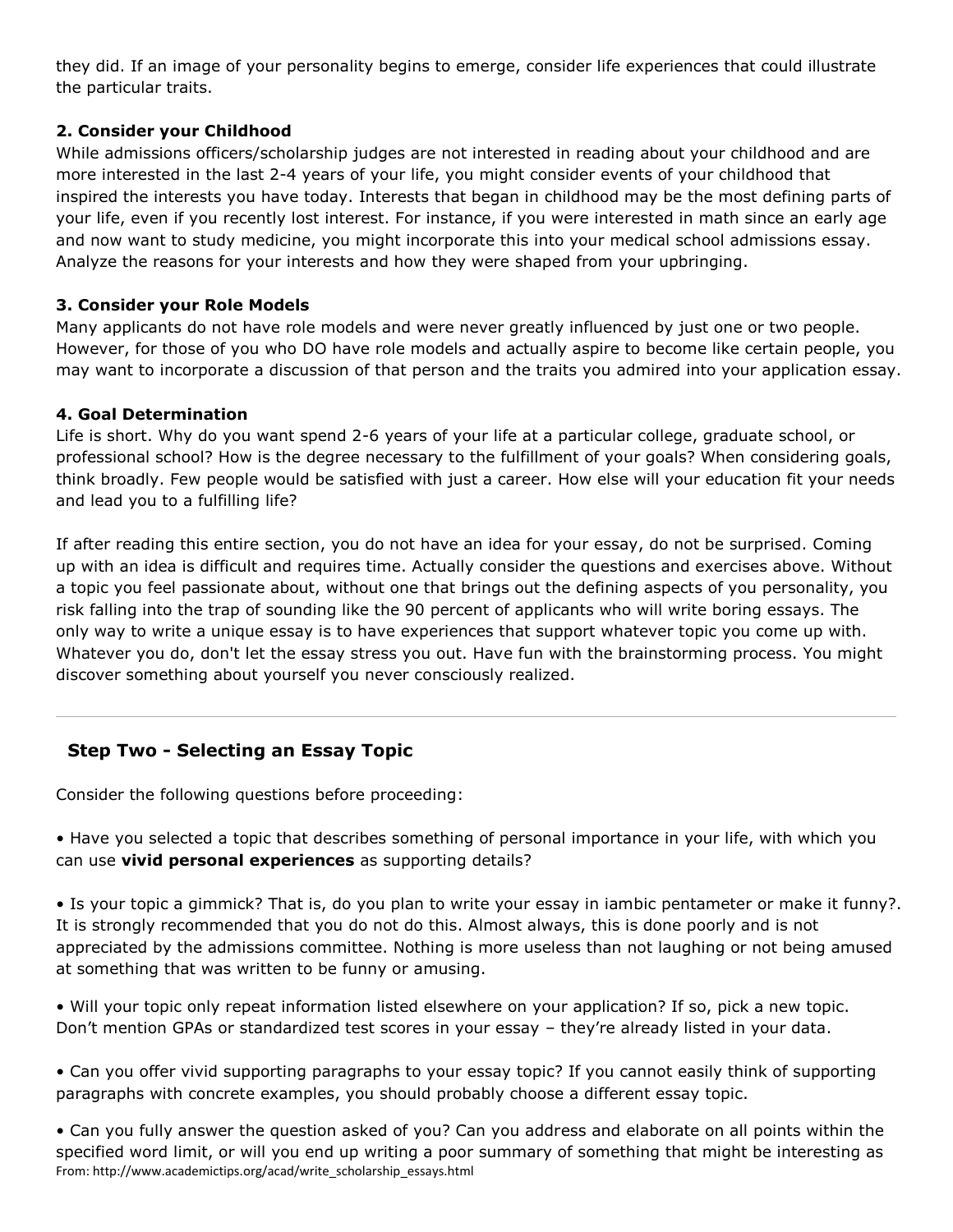they did. If an image of your personality begins to emerge, consider life experiences that could illustrate the particular traits.

**2. Consider your Childhood**

While admissions officers/scholarship judges are not interested in reading about your childhood and are more interested in the last 2-4 years of your life, you might consider events of your childhood that inspired the interests you have today. Interests that began in childhood may be the most defining parts of your life, even if you recently lost interest. For instance, if you were interested in math since an early age and now want to study medicine, you might incorporate this into your medical school admissions essay. Analyze the reasons for your interests and how they were shaped from your upbringing.

**3. Consider your Role Models**

Many applicants do not have role models and were never greatly influenced by just one or two people. However, for those of you who DO have role models and actually aspire to become like certain people, you may want to incorporate a discussion of that person and the traits you admired into your application essay.

**4. Goal Determination**

Life is short. Why do you want spend 2-6 years of your life at a particular college, graduate school, or professional school? How is the degree necessary to the fulfillment of your goals? When considering goals, think broadly. Few people would be satisfied with just a career. How else will your education fit your needs and lead you to a fulfilling life?

If after reading this entire section, you do not have an idea for your essay, do not be surprised. Coming up with an idea is difficult and requires time. Actually consider the questions and exercises above. Without a topic you feel passionate about, without one that brings out the defining aspects of you personality, you risk falling into the trap of sounding like the 90 percent of applicants who will write boring essays. The only way to write a unique essay is to have experiences that support whatever topic you come up with. Whatever you do, don't let the essay stress you out. Have fun with the brainstorming process. You might discover something about yourself you never consciously realized.

---

## Step Two - Selecting an Essay Topic

Consider the following questions before proceeding:

• Have you selected a topic that describes something of personal importance in your life, with which you can use **vivid personal experiences** as supporting details?

• Is your topic a gimmick? That is, do you plan to write your essay in iambic pentameter or make it funny?. It is strongly recommended that you do not do this. Almost always, this is done poorly and is not appreciated by the admissions committee. Nothing is more useless than not laughing or not being amused at something that was written to be funny or amusing.

• Will your topic only repeat information listed elsewhere on your application? If so, pick a new topic. Don't mention GPAs or standardized test scores in your essay – they're already listed in your data.

• Can you offer vivid supporting paragraphs to your essay topic? If you cannot easily think of supporting paragraphs with concrete examples, you should probably choose a different essay topic.

• Can you fully answer the question asked of you? Can you address and elaborate on all points within the specified word limit, or will you end up writing a poor summary of something that might be interesting as

From: http://www.academictips.org/acad/write_scholarship_essays.html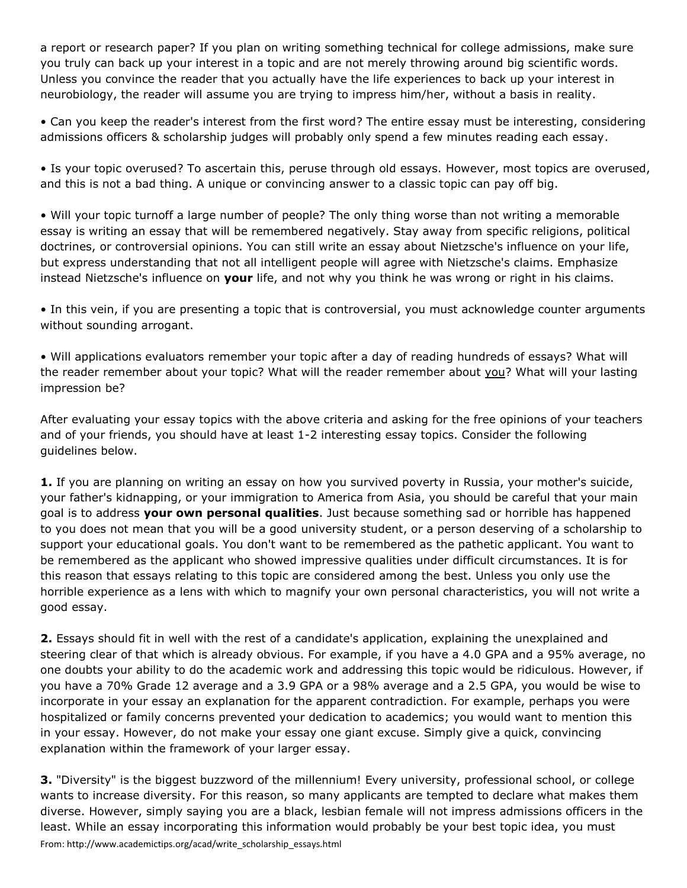a report or research paper? If you plan on writing something technical for college admissions, make sure you truly can back up your interest in a topic and are not merely throwing around big scientific words. Unless you convince the reader that you actually have the life experiences to back up your interest in neurobiology, the reader will assume you are trying to impress him/her, without a basis in reality.

• Can you keep the reader's interest from the first word? The entire essay must be interesting, considering admissions officers & scholarship judges will probably only spend a few minutes reading each essay.

• Is your topic overused? To ascertain this, peruse through old essays. However, most topics are overused, and this is not a bad thing. A unique or convincing answer to a classic topic can pay off big.

• Will your topic turnoff a large number of people? The only thing worse than not writing a memorable essay is writing an essay that will be remembered negatively. Stay away from specific religions, political doctrines, or controversial opinions. You can still write an essay about Nietzsche's influence on your life, but express understanding that not all intelligent people will agree with Nietzsche's claims. Emphasize instead Nietzsche's influence on **your** life, and not why you think he was wrong or right in his claims.

• In this vein, if you are presenting a topic that is controversial, you must acknowledge counter arguments without sounding arrogant.

• Will applications evaluators remember your topic after a day of reading hundreds of essays? What will the reader remember about your topic? What will the reader remember about <u>you</u>? What will your lasting impression be?

After evaluating your essay topics with the above criteria and asking for the free opinions of your teachers and of your friends, you should have at least 1-2 interesting essay topics. Consider the following guidelines below.

**1.** If you are planning on writing an essay on how you survived poverty in Russia, your mother's suicide, your father's kidnapping, or your immigration to America from Asia, you should be careful that your main goal is to address **your own personal qualities**. Just because something sad or horrible has happened to you does not mean that you will be a good university student, or a person deserving of a scholarship to support your educational goals. You don't want to be remembered as the pathetic applicant. You want to be remembered as the applicant who showed impressive qualities under difficult circumstances. It is for this reason that essays relating to this topic are considered among the best. Unless you only use the horrible experience as a lens with which to magnify your own personal characteristics, you will not write a good essay.

**2.** Essays should fit in well with the rest of a candidate's application, explaining the unexplained and steering clear of that which is already obvious. For example, if you have a 4.0 GPA and a 95% average, no one doubts your ability to do the academic work and addressing this topic would be ridiculous. However, if you have a 70% Grade 12 average and a 3.9 GPA or a 98% average and a 2.5 GPA, you would be wise to incorporate in your essay an explanation for the apparent contradiction. For example, perhaps you were hospitalized or family concerns prevented your dedication to academics; you would want to mention this in your essay. However, do not make your essay one giant excuse. Simply give a quick, convincing explanation within the framework of your larger essay.

**3.** "Diversity" is the biggest buzzword of the millennium! Every university, professional school, or college wants to increase diversity. For this reason, so many applicants are tempted to declare what makes them diverse. However, simply saying you are a black, lesbian female will not impress admissions officers in the least. While an essay incorporating this information would probably be your best topic idea, you must

From: http://www.academictips.org/acad/write_scholarship_essays.html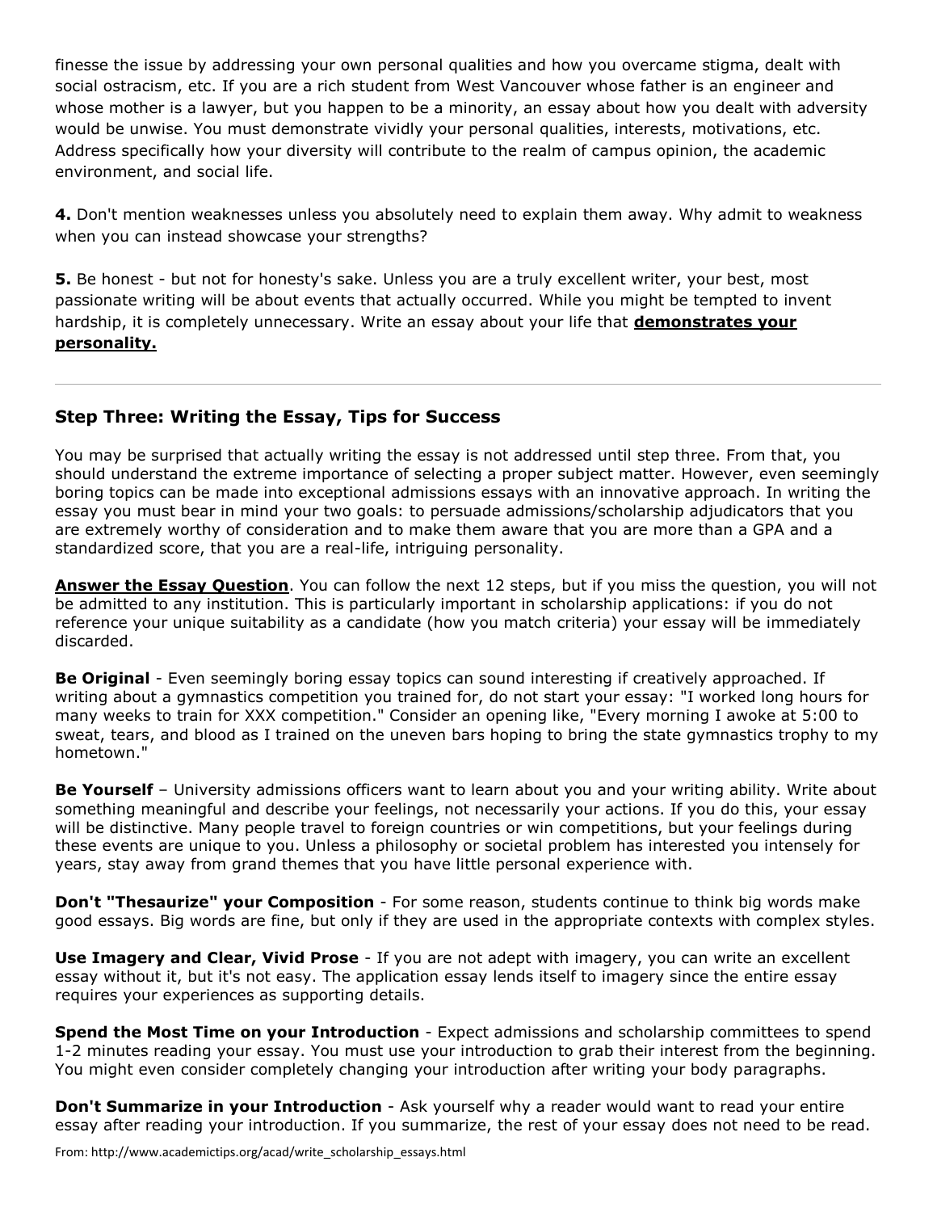finesse the issue by addressing your own personal qualities and how you overcame stigma, dealt with social ostracism, etc. If you are a rich student from West Vancouver whose father is an engineer and whose mother is a lawyer, but you happen to be a minority, an essay about how you dealt with adversity would be unwise. You must demonstrate vividly your personal qualities, interests, motivations, etc. Address specifically how your diversity will contribute to the realm of campus opinion, the academic environment, and social life.

**4.** Don't mention weaknesses unless you absolutely need to explain them away. Why admit to weakness when you can instead showcase your strengths?

**5.** Be honest - but not for honesty's sake. Unless you are a truly excellent writer, your best, most passionate writing will be about events that actually occurred. While you might be tempted to invent hardship, it is completely unnecessary. Write an essay about your life that **demonstrates your personality.**

---

## Step Three: Writing the Essay, Tips for Success

You may be surprised that actually writing the essay is not addressed until step three. From that, you should understand the extreme importance of selecting a proper subject matter. However, even seemingly boring topics can be made into exceptional admissions essays with an innovative approach. In writing the essay you must bear in mind your two goals: to persuade admissions/scholarship adjudicators that you are extremely worthy of consideration and to make them aware that you are more than a GPA and a standardized score, that you are a real-life, intriguing personality.

**Answer the Essay Question**. You can follow the next 12 steps, but if you miss the question, you will not be admitted to any institution. This is particularly important in scholarship applications: if you do not reference your unique suitability as a candidate (how you match criteria) your essay will be immediately discarded.

**Be Original** - Even seemingly boring essay topics can sound interesting if creatively approached. If writing about a gymnastics competition you trained for, do not start your essay: "I worked long hours for many weeks to train for XXX competition." Consider an opening like, "Every morning I awoke at 5:00 to sweat, tears, and blood as I trained on the uneven bars hoping to bring the state gymnastics trophy to my hometown."

**Be Yourself** – University admissions officers want to learn about you and your writing ability. Write about something meaningful and describe your feelings, not necessarily your actions. If you do this, your essay will be distinctive. Many people travel to foreign countries or win competitions, but your feelings during these events are unique to you. Unless a philosophy or societal problem has interested you intensely for years, stay away from grand themes that you have little personal experience with.

**Don't "Thesaurize" your Composition** - For some reason, students continue to think big words make good essays. Big words are fine, but only if they are used in the appropriate contexts with complex styles.

**Use Imagery and Clear, Vivid Prose** - If you are not adept with imagery, you can write an excellent essay without it, but it's not easy. The application essay lends itself to imagery since the entire essay requires your experiences as supporting details.

**Spend the Most Time on your Introduction** - Expect admissions and scholarship committees to spend 1-2 minutes reading your essay. You must use your introduction to grab their interest from the beginning. You might even consider completely changing your introduction after writing your body paragraphs.

**Don't Summarize in your Introduction** - Ask yourself why a reader would want to read your entire essay after reading your introduction. If you summarize, the rest of your essay does not need to be read.

From: http://www.academictips.org/acad/write_scholarship_essays.html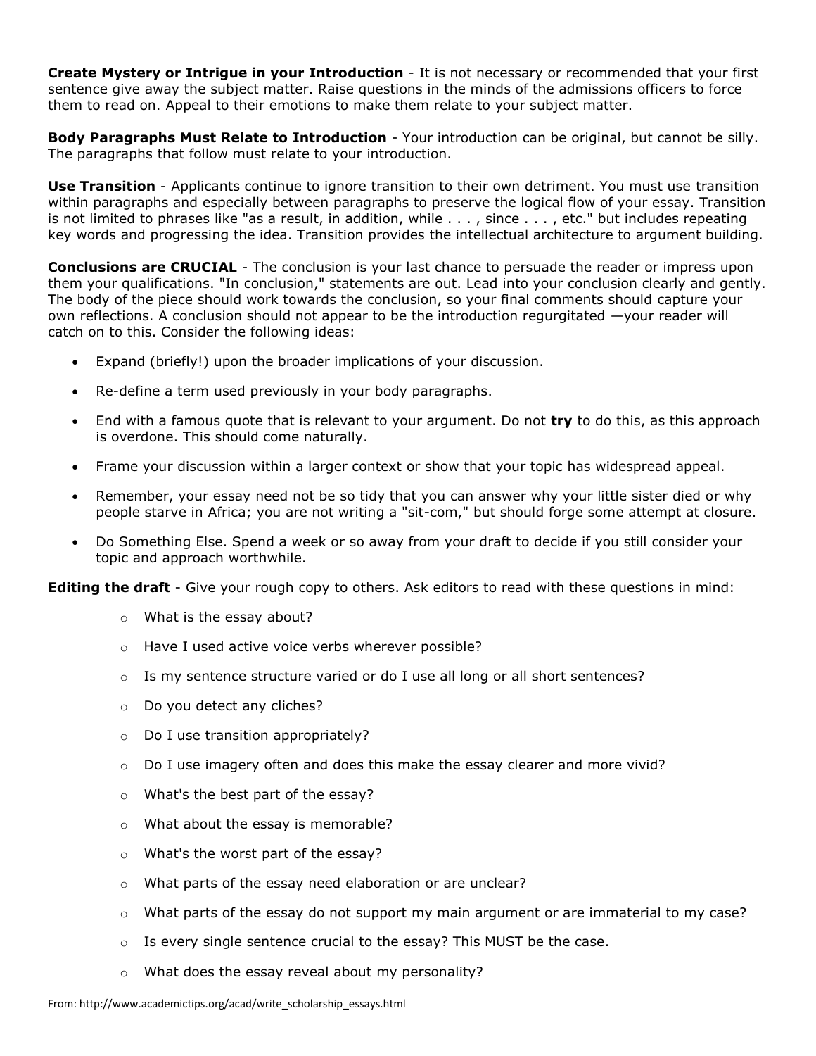**Create Mystery or Intrigue in your Introduction** - It is not necessary or recommended that your first sentence give away the subject matter. Raise questions in the minds of the admissions officers to force them to read on. Appeal to their emotions to make them relate to your subject matter.

**Body Paragraphs Must Relate to Introduction** - Your introduction can be original, but cannot be silly. The paragraphs that follow must relate to your introduction.

**Use Transition** - Applicants continue to ignore transition to their own detriment. You must use transition within paragraphs and especially between paragraphs to preserve the logical flow of your essay. Transition is not limited to phrases like "as a result, in addition, while . . . , since . . . , etc." but includes repeating key words and progressing the idea. Transition provides the intellectual architecture to argument building.

**Conclusions are CRUCIAL** - The conclusion is your last chance to persuade the reader or impress upon them your qualifications. "In conclusion," statements are out. Lead into your conclusion clearly and gently. The body of the piece should work towards the conclusion, so your final comments should capture your own reflections. A conclusion should not appear to be the introduction regurgitated —your reader will catch on to this. Consider the following ideas:

- Expand (briefly!) upon the broader implications of your discussion.
- Re-define a term used previously in your body paragraphs.
- End with a famous quote that is relevant to your argument. Do not **try** to do this, as this approach is overdone. This should come naturally.
- Frame your discussion within a larger context or show that your topic has widespread appeal.
- Remember, your essay need not be so tidy that you can answer why your little sister died or why people starve in Africa; you are not writing a "sit-com," but should forge some attempt at closure.
- Do Something Else. Spend a week or so away from your draft to decide if you still consider your topic and approach worthwhile.

**Editing the draft** - Give your rough copy to others. Ask editors to read with these questions in mind:

- What is the essay about?
- Have I used active voice verbs wherever possible?
- Is my sentence structure varied or do I use all long or all short sentences?
- Do you detect any cliches?
- Do I use transition appropriately?
- Do I use imagery often and does this make the essay clearer and more vivid?
- What's the best part of the essay?
- What about the essay is memorable?
- What's the worst part of the essay?
- What parts of the essay need elaboration or are unclear?
- What parts of the essay do not support my main argument or are immaterial to my case?
- Is every single sentence crucial to the essay? This MUST be the case.
- What does the essay reveal about my personality?

From: http://www.academictips.org/acad/write_scholarship_essays.html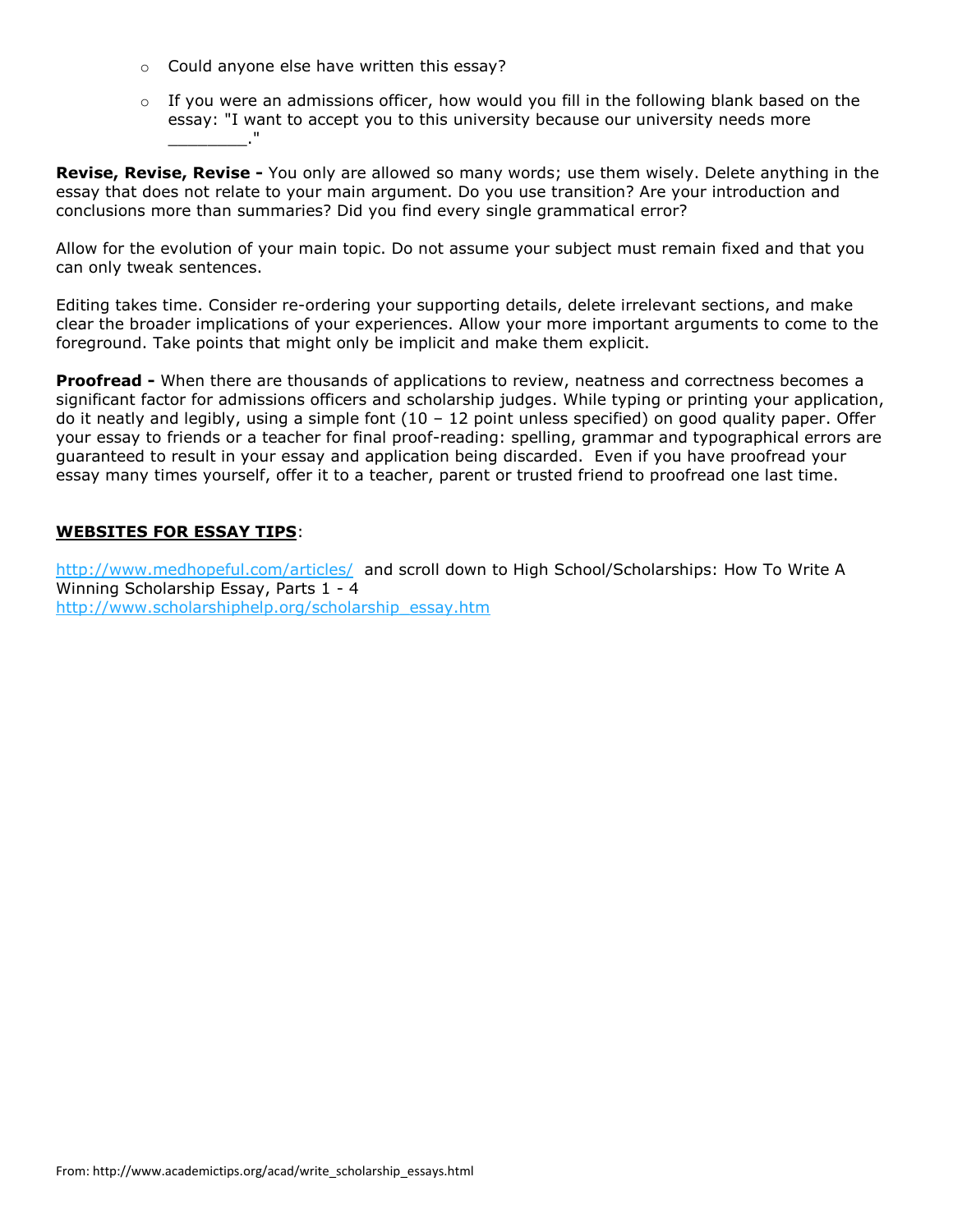- Could anyone else have written this essay?
- If you were an admissions officer, how would you fill in the following blank based on the essay: "I want to accept you to this university because our university needs more ________."

**Revise, Revise, Revise -** You only are allowed so many words; use them wisely. Delete anything in the essay that does not relate to your main argument. Do you use transition? Are your introduction and conclusions more than summaries? Did you find every single grammatical error?

Allow for the evolution of your main topic. Do not assume your subject must remain fixed and that you can only tweak sentences.

Editing takes time. Consider re-ordering your supporting details, delete irrelevant sections, and make clear the broader implications of your experiences. Allow your more important arguments to come to the foreground. Take points that might only be implicit and make them explicit.

**Proofread -** When there are thousands of applications to review, neatness and correctness becomes a significant factor for admissions officers and scholarship judges. While typing or printing your application, do it neatly and legibly, using a simple font (10 – 12 point unless specified) on good quality paper. Offer your essay to friends or a teacher for final proof-reading: spelling, grammar and typographical errors are guaranteed to result in your essay and application being discarded. Even if you have proofread your essay many times yourself, offer it to a teacher, parent or trusted friend to proofread one last time.

**WEBSITES FOR ESSAY TIPS**:

http://www.medhopeful.com/articles/ and scroll down to High School/Scholarships: How To Write A Winning Scholarship Essay, Parts 1 - 4
http://www.scholarshiphelp.org/scholarship_essay.htm

From: http://www.academictips.org/acad/write_scholarship_essays.html